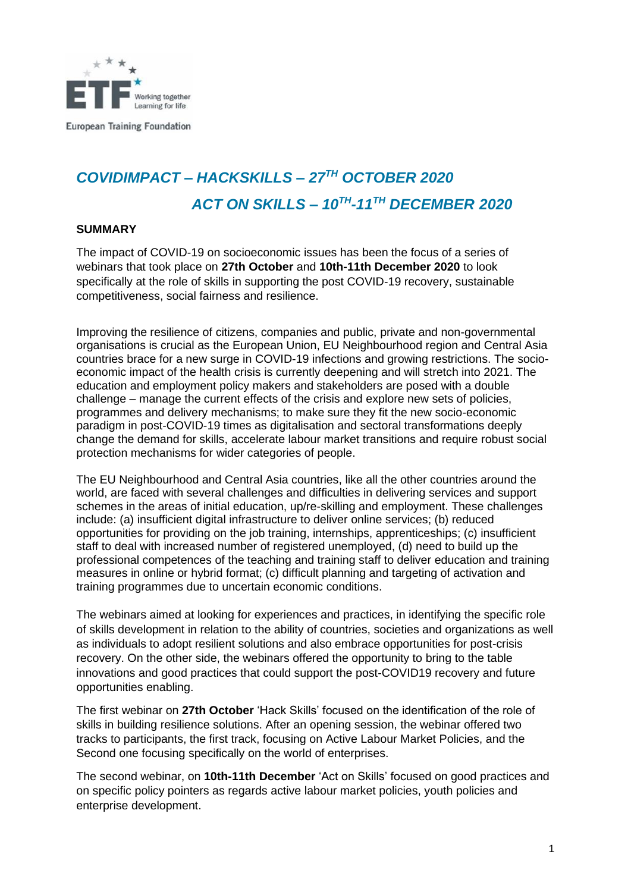European Training Foundation

Working together
Learning for life

# COVIDIMPACT – HACKSKILLS – 27TH OCTOBER 2020
# ACT ON SKILLS – 10TH-11TH DECEMBER 2020

**SUMMARY**

The impact of COVID-19 on socioeconomic issues has been the focus of a series of webinars that took place on **27th October** and **10th-11th December 2020** to look specifically at the role of skills in supporting the post COVID-19 recovery, sustainable competitiveness, social fairness and resilience.

Improving the resilience of citizens, companies and public, private and non-governmental organisations is crucial as the European Union, EU Neighbourhood region and Central Asia countries brace for a new surge in COVID-19 infections and growing restrictions. The socio-economic impact of the health crisis is currently deepening and will stretch into 2021. The education and employment policy makers and stakeholders are posed with a double challenge – manage the current effects of the crisis and explore new sets of policies, programmes and delivery mechanisms; to make sure they fit the new socio-economic paradigm in post-COVID-19 times as digitalisation and sectoral transformations deeply change the demand for skills, accelerate labour market transitions and require robust social protection mechanisms for wider categories of people.

The EU Neighbourhood and Central Asia countries, like all the other countries around the world, are faced with several challenges and difficulties in delivering services and support schemes in the areas of initial education, up/re-skilling and employment. These challenges include: (a) insufficient digital infrastructure to deliver online services; (b) reduced opportunities for providing on the job training, internships, apprenticeships; (c) insufficient staff to deal with increased number of registered unemployed, (d) need to build up the professional competences of the teaching and training staff to deliver education and training measures in online or hybrid format; (c) difficult planning and targeting of activation and training programmes due to uncertain economic conditions.

The webinars aimed at looking for experiences and practices, in identifying the specific role of skills development in relation to the ability of countries, societies and organizations as well as individuals to adopt resilient solutions and also embrace opportunities for post-crisis recovery. On the other side, the webinars offered the opportunity to bring to the table innovations and good practices that could support the post-COVID19 recovery and future opportunities enabling.

The first webinar on **27th October** 'Hack Skills' focused on the identification of the role of skills in building resilience solutions. After an opening session, the webinar offered two tracks to participants, the first track, focusing on Active Labour Market Policies, and the Second one focusing specifically on the world of enterprises.

The second webinar, on **10th-11th December** 'Act on Skills' focused on good practices and on specific policy pointers as regards active labour market policies, youth policies and enterprise development.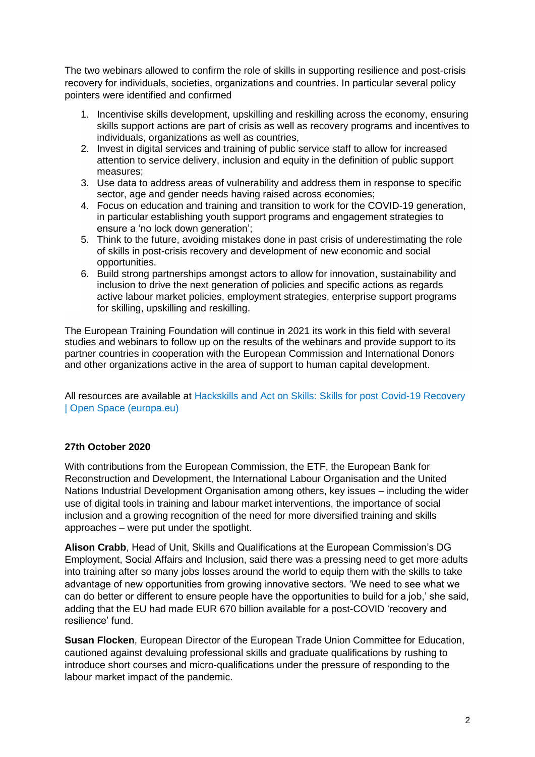The two webinars allowed to confirm the role of skills in supporting resilience and post-crisis recovery for individuals, societies, organizations and countries. In particular several policy pointers were identified and confirmed

1. Incentivise skills development, upskilling and reskilling across the economy, ensuring skills support actions are part of crisis as well as recovery programs and incentives to individuals, organizations as well as countries,
2. Invest in digital services and training of public service staff to allow for increased attention to service delivery, inclusion and equity in the definition of public support measures;
3. Use data to address areas of vulnerability and address them in response to specific sector, age and gender needs having raised across economies;
4. Focus on education and training and transition to work for the COVID-19 generation, in particular establishing youth support programs and engagement strategies to ensure a 'no lock down generation';
5. Think to the future, avoiding mistakes done in past crisis of underestimating the role of skills in post-crisis recovery and development of new economic and social opportunities.
6. Build strong partnerships amongst actors to allow for innovation, sustainability and inclusion to drive the next generation of policies and specific actions as regards active labour market policies, employment strategies, enterprise support programs for skilling, upskilling and reskilling.

The European Training Foundation will continue in 2021 its work in this field with several studies and webinars to follow up on the results of the webinars and provide support to its partner countries in cooperation with the European Commission and International Donors and other organizations active in the area of support to human capital development.

All resources are available at Hackskills and Act on Skills: Skills for post Covid-19 Recovery | Open Space (europa.eu)

**27th October 2020**

With contributions from the European Commission, the ETF, the European Bank for Reconstruction and Development, the International Labour Organisation and the United Nations Industrial Development Organisation among others, key issues – including the wider use of digital tools in training and labour market interventions, the importance of social inclusion and a growing recognition of the need for more diversified training and skills approaches – were put under the spotlight.

**Alison Crabb**, Head of Unit, Skills and Qualifications at the European Commission's DG Employment, Social Affairs and Inclusion, said there was a pressing need to get more adults into training after so many jobs losses around the world to equip them with the skills to take advantage of new opportunities from growing innovative sectors. 'We need to see what we can do better or different to ensure people have the opportunities to build for a job,' she said, adding that the EU had made EUR 670 billion available for a post-COVID 'recovery and resilience' fund.

**Susan Flocken**, European Director of the European Trade Union Committee for Education, cautioned against devaluing professional skills and graduate qualifications by rushing to introduce short courses and micro-qualifications under the pressure of responding to the labour market impact of the pandemic.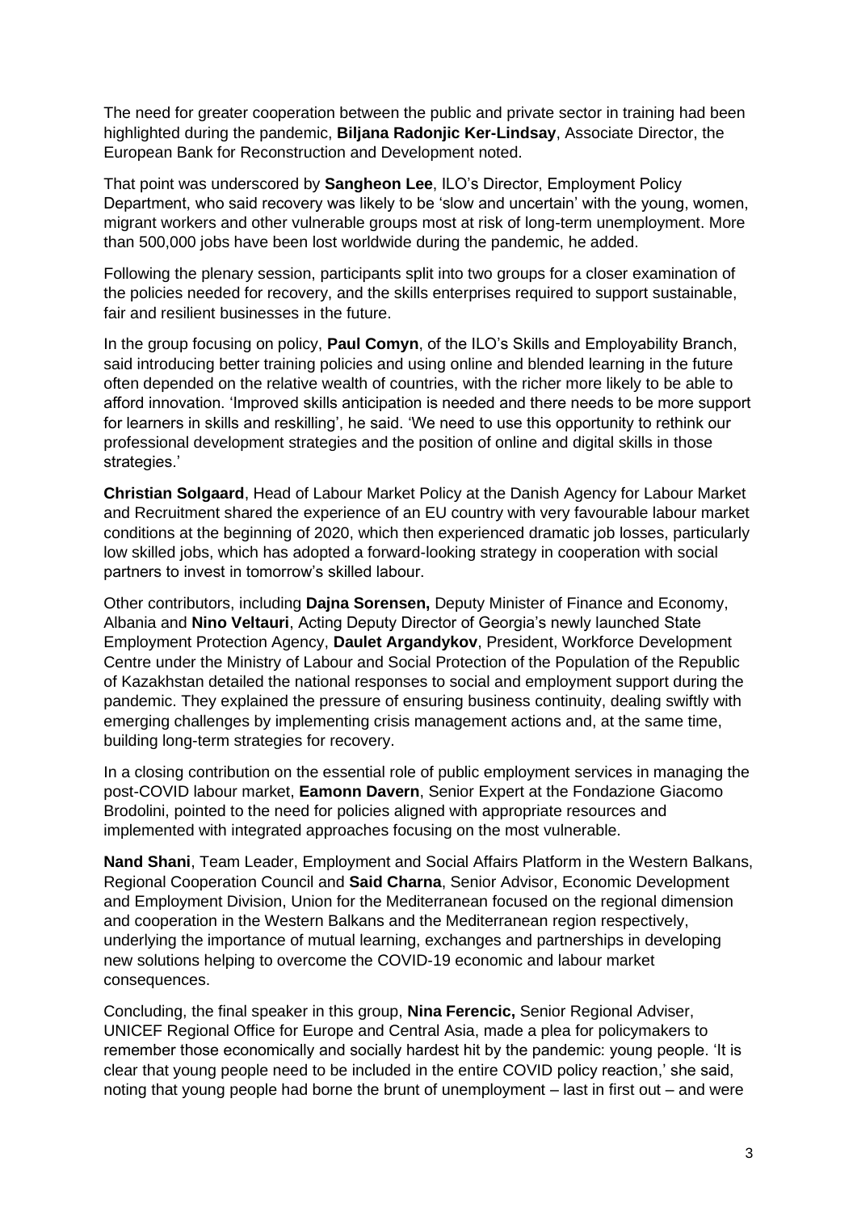The need for greater cooperation between the public and private sector in training had been highlighted during the pandemic, **Biljana Radonjic Ker-Lindsay**, Associate Director, the European Bank for Reconstruction and Development noted.

That point was underscored by **Sangheon Lee**, ILO's Director, Employment Policy Department, who said recovery was likely to be 'slow and uncertain' with the young, women, migrant workers and other vulnerable groups most at risk of long-term unemployment. More than 500,000 jobs have been lost worldwide during the pandemic, he added.

Following the plenary session, participants split into two groups for a closer examination of the policies needed for recovery, and the skills enterprises required to support sustainable, fair and resilient businesses in the future.

In the group focusing on policy, **Paul Comyn**, of the ILO's Skills and Employability Branch, said introducing better training policies and using online and blended learning in the future often depended on the relative wealth of countries, with the richer more likely to be able to afford innovation. 'Improved skills anticipation is needed and there needs to be more support for learners in skills and reskilling', he said. 'We need to use this opportunity to rethink our professional development strategies and the position of online and digital skills in those strategies.'

**Christian Solgaard**, Head of Labour Market Policy at the Danish Agency for Labour Market and Recruitment shared the experience of an EU country with very favourable labour market conditions at the beginning of 2020, which then experienced dramatic job losses, particularly low skilled jobs, which has adopted a forward-looking strategy in cooperation with social partners to invest in tomorrow's skilled labour.

Other contributors, including **Dajna Sorensen,** Deputy Minister of Finance and Economy, Albania and **Nino Veltauri**, Acting Deputy Director of Georgia's newly launched State Employment Protection Agency, **Daulet Argandykov**, President, Workforce Development Centre under the Ministry of Labour and Social Protection of the Population of the Republic of Kazakhstan detailed the national responses to social and employment support during the pandemic. They explained the pressure of ensuring business continuity, dealing swiftly with emerging challenges by implementing crisis management actions and, at the same time, building long-term strategies for recovery.

In a closing contribution on the essential role of public employment services in managing the post-COVID labour market, **Eamonn Davern**, Senior Expert at the Fondazione Giacomo Brodolini, pointed to the need for policies aligned with appropriate resources and implemented with integrated approaches focusing on the most vulnerable.

**Nand Shani**, Team Leader, Employment and Social Affairs Platform in the Western Balkans, Regional Cooperation Council and **Said Charna**, Senior Advisor, Economic Development and Employment Division, Union for the Mediterranean focused on the regional dimension and cooperation in the Western Balkans and the Mediterranean region respectively, underlying the importance of mutual learning, exchanges and partnerships in developing new solutions helping to overcome the COVID-19 economic and labour market consequences.

Concluding, the final speaker in this group, **Nina Ferencic,** Senior Regional Adviser, UNICEF Regional Office for Europe and Central Asia, made a plea for policymakers to remember those economically and socially hardest hit by the pandemic: young people. 'It is clear that young people need to be included in the entire COVID policy reaction,' she said, noting that young people had borne the brunt of unemployment – last in first out – and were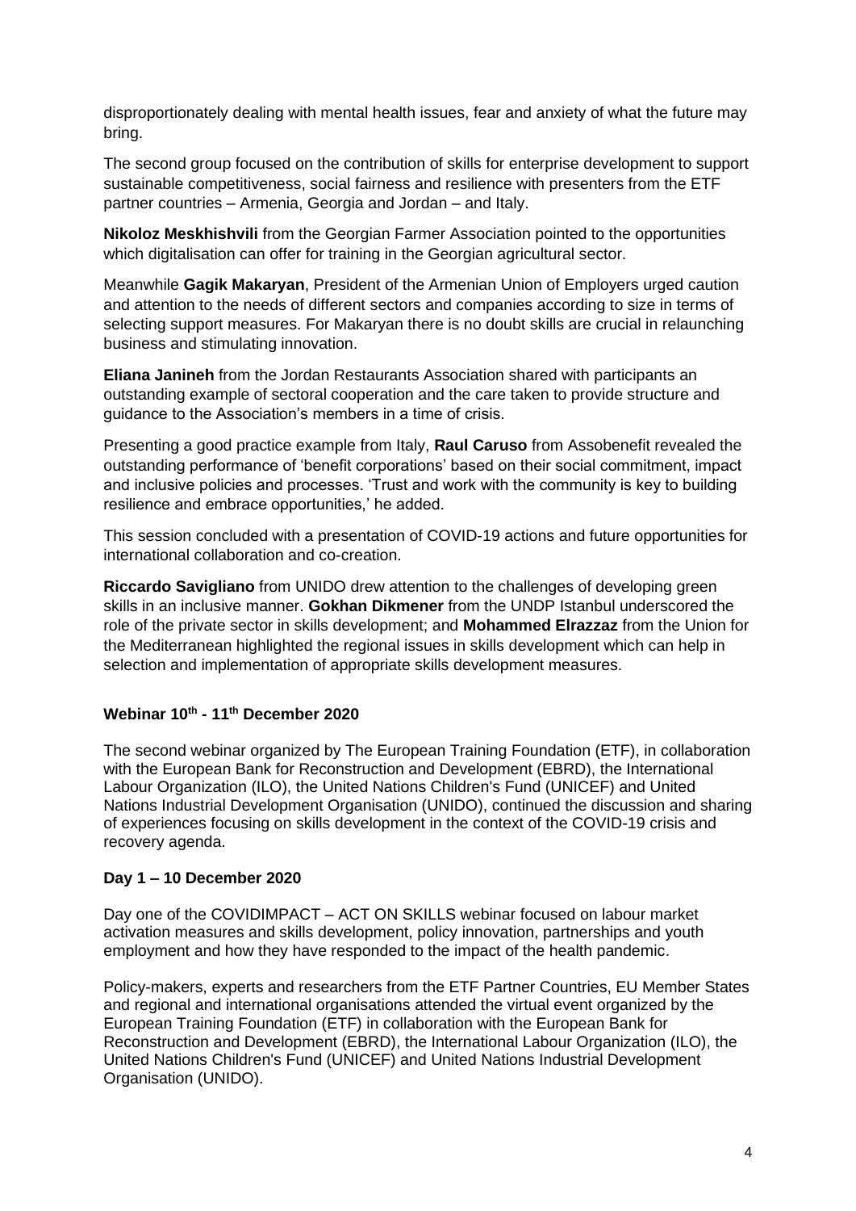disproportionately dealing with mental health issues, fear and anxiety of what the future may bring.

The second group focused on the contribution of skills for enterprise development to support sustainable competitiveness, social fairness and resilience with presenters from the ETF partner countries – Armenia, Georgia and Jordan – and Italy.

**Nikoloz Meskhishvili** from the Georgian Farmer Association pointed to the opportunities which digitalisation can offer for training in the Georgian agricultural sector.

Meanwhile **Gagik Makaryan**, President of the Armenian Union of Employers urged caution and attention to the needs of different sectors and companies according to size in terms of selecting support measures. For Makaryan there is no doubt skills are crucial in relaunching business and stimulating innovation.

**Eliana Janineh** from the Jordan Restaurants Association shared with participants an outstanding example of sectoral cooperation and the care taken to provide structure and guidance to the Association's members in a time of crisis.

Presenting a good practice example from Italy, **Raul Caruso** from Assobenefit revealed the outstanding performance of 'benefit corporations' based on their social commitment, impact and inclusive policies and processes. 'Trust and work with the community is key to building resilience and embrace opportunities,' he added.

This session concluded with a presentation of COVID-19 actions and future opportunities for international collaboration and co-creation.

**Riccardo Savigliano** from UNIDO drew attention to the challenges of developing green skills in an inclusive manner. **Gokhan Dikmener** from the UNDP Istanbul underscored the role of the private sector in skills development; and **Mohammed Elrazzaz** from the Union for the Mediterranean highlighted the regional issues in skills development which can help in selection and implementation of appropriate skills development measures.

### Webinar 10th - 11th December 2020

The second webinar organized by The European Training Foundation (ETF), in collaboration with the European Bank for Reconstruction and Development (EBRD), the International Labour Organization (ILO), the United Nations Children's Fund (UNICEF) and United Nations Industrial Development Organisation (UNIDO), continued the discussion and sharing of experiences focusing on skills development in the context of the COVID-19 crisis and recovery agenda.

### Day 1 – 10 December 2020

Day one of the COVIDIMPACT – ACT ON SKILLS webinar focused on labour market activation measures and skills development, policy innovation, partnerships and youth employment and how they have responded to the impact of the health pandemic.

Policy-makers, experts and researchers from the ETF Partner Countries, EU Member States and regional and international organisations attended the virtual event organized by the European Training Foundation (ETF) in collaboration with the European Bank for Reconstruction and Development (EBRD), the International Labour Organization (ILO), the United Nations Children's Fund (UNICEF) and United Nations Industrial Development Organisation (UNIDO).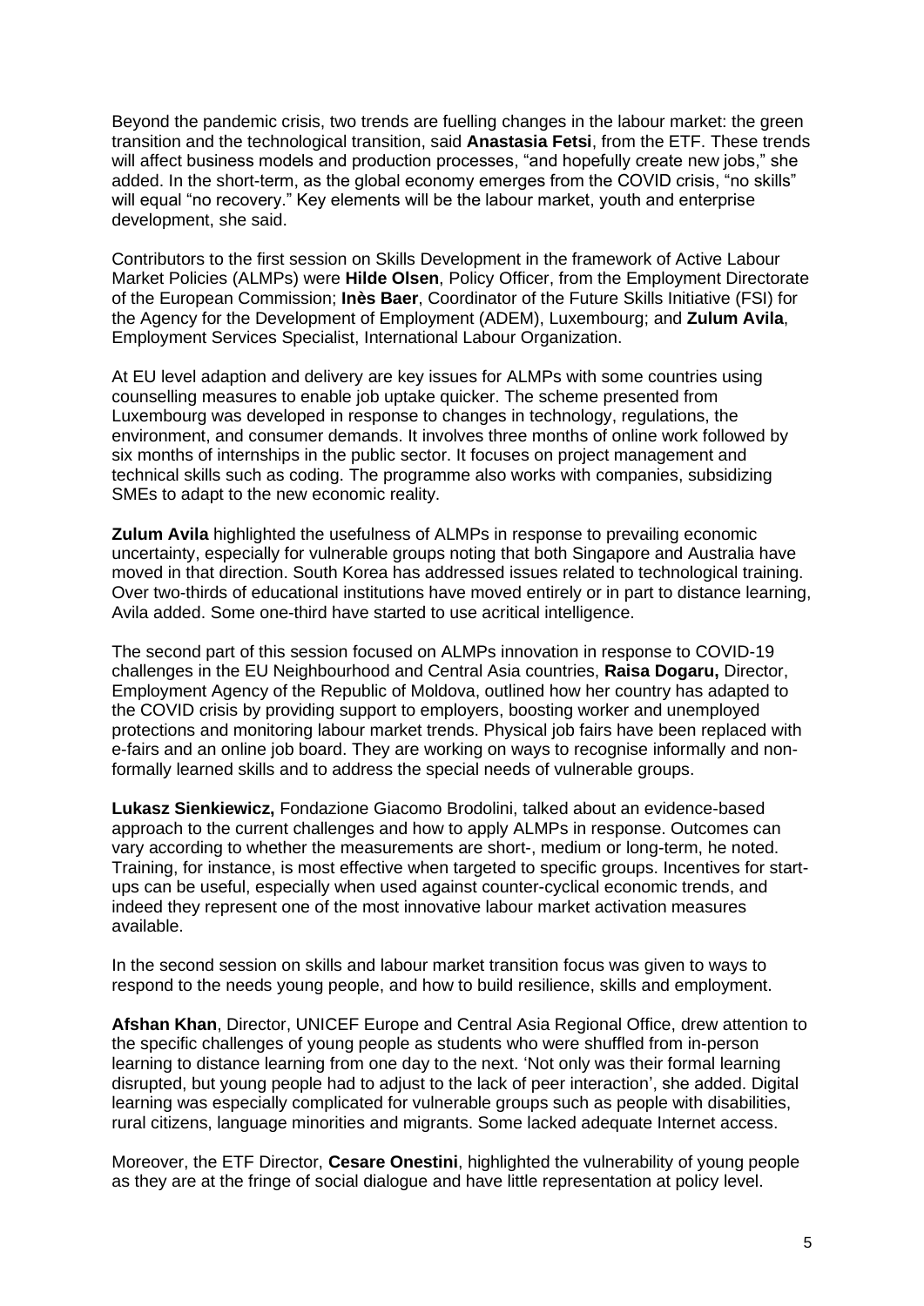Beyond the pandemic crisis, two trends are fuelling changes in the labour market: the green transition and the technological transition, said **Anastasia Fetsi**, from the ETF. These trends will affect business models and production processes, "and hopefully create new jobs," she added. In the short-term, as the global economy emerges from the COVID crisis, "no skills" will equal "no recovery." Key elements will be the labour market, youth and enterprise development, she said.

Contributors to the first session on Skills Development in the framework of Active Labour Market Policies (ALMPs) were **Hilde Olsen**, Policy Officer, from the Employment Directorate of the European Commission; **Inès Baer**, Coordinator of the Future Skills Initiative (FSI) for the Agency for the Development of Employment (ADEM), Luxembourg; and **Zulum Avila**, Employment Services Specialist, International Labour Organization.

At EU level adaption and delivery are key issues for ALMPs with some countries using counselling measures to enable job uptake quicker. The scheme presented from Luxembourg was developed in response to changes in technology, regulations, the environment, and consumer demands. It involves three months of online work followed by six months of internships in the public sector. It focuses on project management and technical skills such as coding. The programme also works with companies, subsidizing SMEs to adapt to the new economic reality.

**Zulum Avila** highlighted the usefulness of ALMPs in response to prevailing economic uncertainty, especially for vulnerable groups noting that both Singapore and Australia have moved in that direction. South Korea has addressed issues related to technological training. Over two-thirds of educational institutions have moved entirely or in part to distance learning, Avila added. Some one-third have started to use acritical intelligence.

The second part of this session focused on ALMPs innovation in response to COVID-19 challenges in the EU Neighbourhood and Central Asia countries, **Raisa Dogaru,** Director, Employment Agency of the Republic of Moldova, outlined how her country has adapted to the COVID crisis by providing support to employers, boosting worker and unemployed protections and monitoring labour market trends. Physical job fairs have been replaced with e-fairs and an online job board. They are working on ways to recognise informally and non-formally learned skills and to address the special needs of vulnerable groups.

**Lukasz Sienkiewicz,** Fondazione Giacomo Brodolini, talked about an evidence-based approach to the current challenges and how to apply ALMPs in response. Outcomes can vary according to whether the measurements are short-, medium or long-term, he noted. Training, for instance, is most effective when targeted to specific groups. Incentives for start-ups can be useful, especially when used against counter-cyclical economic trends, and indeed they represent one of the most innovative labour market activation measures available.

In the second session on skills and labour market transition focus was given to ways to respond to the needs young people, and how to build resilience, skills and employment.

**Afshan Khan**, Director, UNICEF Europe and Central Asia Regional Office, drew attention to the specific challenges of young people as students who were shuffled from in-person learning to distance learning from one day to the next. 'Not only was their formal learning disrupted, but young people had to adjust to the lack of peer interaction', she added. Digital learning was especially complicated for vulnerable groups such as people with disabilities, rural citizens, language minorities and migrants. Some lacked adequate Internet access.

Moreover, the ETF Director, **Cesare Onestini**, highlighted the vulnerability of young people as they are at the fringe of social dialogue and have little representation at policy level.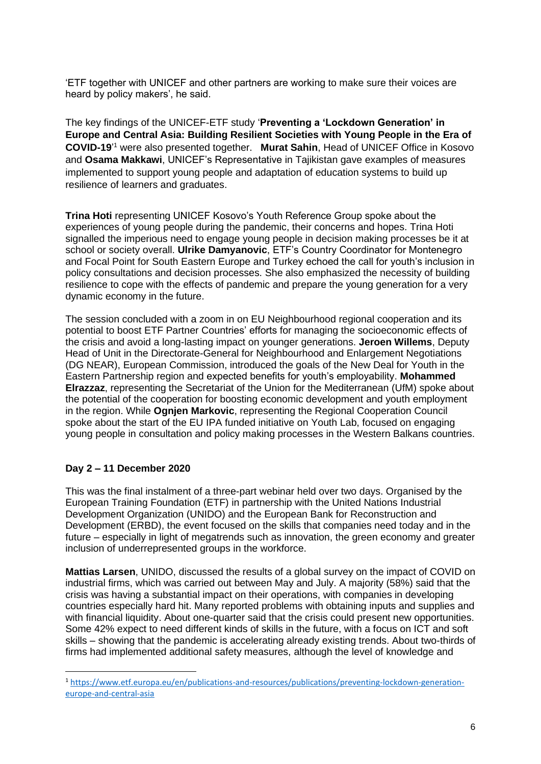'ETF together with UNICEF and other partners are working to make sure their voices are heard by policy makers', he said.

The key findings of the UNICEF-ETF study '**Preventing a 'Lockdown Generation' in Europe and Central Asia: Building Resilient Societies with Young People in the Era of COVID-19**'[1] were also presented together. **Murat Sahin**, Head of UNICEF Office in Kosovo and **Osama Makkawi**, UNICEF's Representative in Tajikistan gave examples of measures implemented to support young people and adaptation of education systems to build up resilience of learners and graduates.

**Trina Hoti** representing UNICEF Kosovo's Youth Reference Group spoke about the experiences of young people during the pandemic, their concerns and hopes. Trina Hoti signalled the imperious need to engage young people in decision making processes be it at school or society overall. **Ulrike Damyanovic**, ETF's Country Coordinator for Montenegro and Focal Point for South Eastern Europe and Turkey echoed the call for youth's inclusion in policy consultations and decision processes. She also emphasized the necessity of building resilience to cope with the effects of pandemic and prepare the young generation for a very dynamic economy in the future.

The session concluded with a zoom in on EU Neighbourhood regional cooperation and its potential to boost ETF Partner Countries' efforts for managing the socioeconomic effects of the crisis and avoid a long-lasting impact on younger generations. **Jeroen Willems**, Deputy Head of Unit in the Directorate-General for Neighbourhood and Enlargement Negotiations (DG NEAR), European Commission, introduced the goals of the New Deal for Youth in the Eastern Partnership region and expected benefits for youth's employability. **Mohammed Elrazzaz**, representing the Secretariat of the Union for the Mediterranean (UfM) spoke about the potential of the cooperation for boosting economic development and youth employment in the region. While **Ognjen Markovic**, representing the Regional Cooperation Council spoke about the start of the EU IPA funded initiative on Youth Lab, focused on engaging young people in consultation and policy making processes in the Western Balkans countries.

**Day 2 – 11 December 2020**

This was the final instalment of a three-part webinar held over two days. Organised by the European Training Foundation (ETF) in partnership with the United Nations Industrial Development Organization (UNIDO) and the European Bank for Reconstruction and Development (ERBD), the event focused on the skills that companies need today and in the future – especially in light of megatrends such as innovation, the green economy and greater inclusion of underrepresented groups in the workforce.

**Mattias Larsen**, UNIDO, discussed the results of a global survey on the impact of COVID on industrial firms, which was carried out between May and July. A majority (58%) said that the crisis was having a substantial impact on their operations, with companies in developing countries especially hard hit. Many reported problems with obtaining inputs and supplies and with financial liquidity. About one-quarter said that the crisis could present new opportunities. Some 42% expect to need different kinds of skills in the future, with a focus on ICT and soft skills – showing that the pandemic is accelerating already existing trends. About two-thirds of firms had implemented additional safety measures, although the level of knowledge and

[1] https://www.etf.europa.eu/en/publications-and-resources/publications/preventing-lockdown-generation-europe-and-central-asia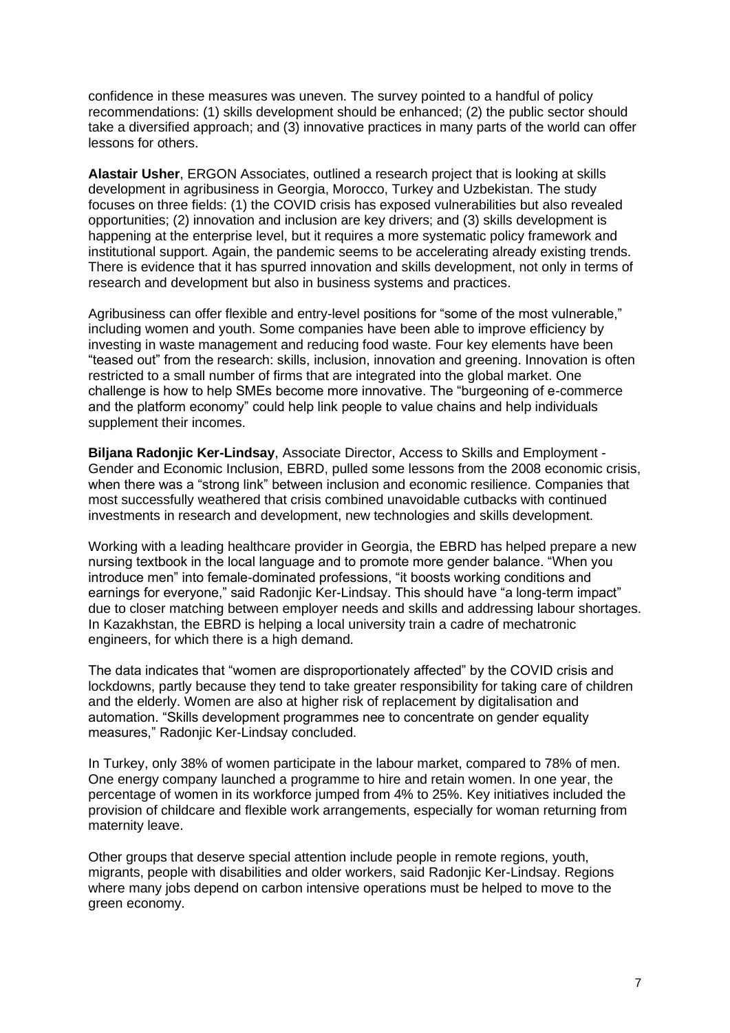confidence in these measures was uneven. The survey pointed to a handful of policy recommendations: (1) skills development should be enhanced; (2) the public sector should take a diversified approach; and (3) innovative practices in many parts of the world can offer lessons for others.

**Alastair Usher**, ERGON Associates, outlined a research project that is looking at skills development in agribusiness in Georgia, Morocco, Turkey and Uzbekistan. The study focuses on three fields: (1) the COVID crisis has exposed vulnerabilities but also revealed opportunities; (2) innovation and inclusion are key drivers; and (3) skills development is happening at the enterprise level, but it requires a more systematic policy framework and institutional support. Again, the pandemic seems to be accelerating already existing trends. There is evidence that it has spurred innovation and skills development, not only in terms of research and development but also in business systems and practices.

Agribusiness can offer flexible and entry-level positions for "some of the most vulnerable," including women and youth. Some companies have been able to improve efficiency by investing in waste management and reducing food waste. Four key elements have been "teased out" from the research: skills, inclusion, innovation and greening. Innovation is often restricted to a small number of firms that are integrated into the global market. One challenge is how to help SMEs become more innovative. The "burgeoning of e-commerce and the platform economy" could help link people to value chains and help individuals supplement their incomes.

**Biljana Radonjic Ker-Lindsay**, Associate Director, Access to Skills and Employment - Gender and Economic Inclusion, EBRD, pulled some lessons from the 2008 economic crisis, when there was a "strong link" between inclusion and economic resilience. Companies that most successfully weathered that crisis combined unavoidable cutbacks with continued investments in research and development, new technologies and skills development.

Working with a leading healthcare provider in Georgia, the EBRD has helped prepare a new nursing textbook in the local language and to promote more gender balance. "When you introduce men" into female-dominated professions, "it boosts working conditions and earnings for everyone," said Radonjic Ker-Lindsay. This should have "a long-term impact" due to closer matching between employer needs and skills and addressing labour shortages. In Kazakhstan, the EBRD is helping a local university train a cadre of mechatronic engineers, for which there is a high demand.

The data indicates that "women are disproportionately affected" by the COVID crisis and lockdowns, partly because they tend to take greater responsibility for taking care of children and the elderly. Women are also at higher risk of replacement by digitalisation and automation. "Skills development programmes nee to concentrate on gender equality measures," Radonjic Ker-Lindsay concluded.

In Turkey, only 38% of women participate in the labour market, compared to 78% of men. One energy company launched a programme to hire and retain women. In one year, the percentage of women in its workforce jumped from 4% to 25%. Key initiatives included the provision of childcare and flexible work arrangements, especially for woman returning from maternity leave.

Other groups that deserve special attention include people in remote regions, youth, migrants, people with disabilities and older workers, said Radonjic Ker-Lindsay. Regions where many jobs depend on carbon intensive operations must be helped to move to the green economy.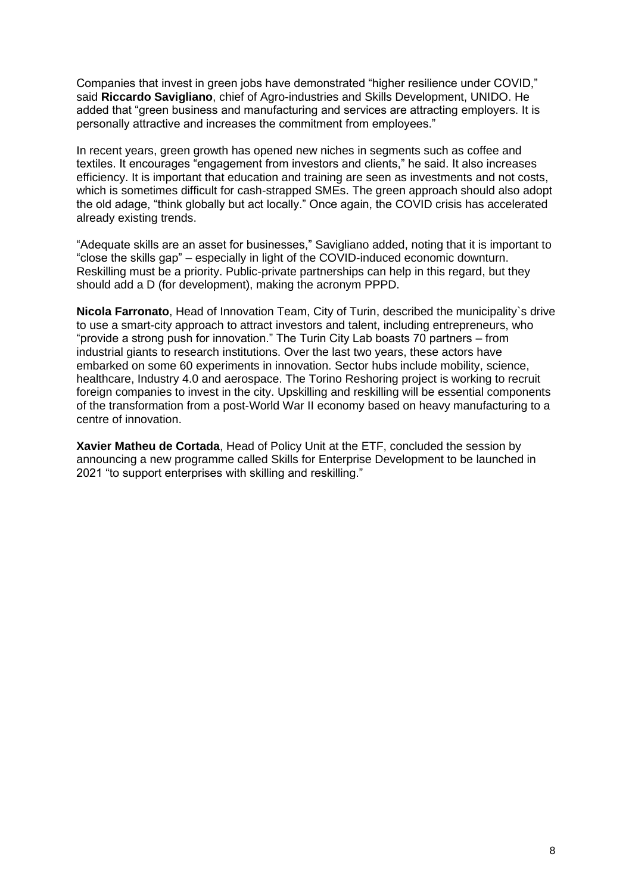Companies that invest in green jobs have demonstrated "higher resilience under COVID," said **Riccardo Savigliano**, chief of Agro-industries and Skills Development, UNIDO. He added that "green business and manufacturing and services are attracting employers. It is personally attractive and increases the commitment from employees."

In recent years, green growth has opened new niches in segments such as coffee and textiles. It encourages "engagement from investors and clients," he said. It also increases efficiency. It is important that education and training are seen as investments and not costs, which is sometimes difficult for cash-strapped SMEs. The green approach should also adopt the old adage, "think globally but act locally." Once again, the COVID crisis has accelerated already existing trends.

"Adequate skills are an asset for businesses," Savigliano added, noting that it is important to "close the skills gap" – especially in light of the COVID-induced economic downturn. Reskilling must be a priority. Public-private partnerships can help in this regard, but they should add a D (for development), making the acronym PPPD.

**Nicola Farronato**, Head of Innovation Team, City of Turin, described the municipality`s drive to use a smart-city approach to attract investors and talent, including entrepreneurs, who "provide a strong push for innovation." The Turin City Lab boasts 70 partners – from industrial giants to research institutions. Over the last two years, these actors have embarked on some 60 experiments in innovation. Sector hubs include mobility, science, healthcare, Industry 4.0 and aerospace. The Torino Reshoring project is working to recruit foreign companies to invest in the city. Upskilling and reskilling will be essential components of the transformation from a post-World War II economy based on heavy manufacturing to a centre of innovation.

**Xavier Matheu de Cortada**, Head of Policy Unit at the ETF, concluded the session by announcing a new programme called Skills for Enterprise Development to be launched in 2021 "to support enterprises with skilling and reskilling."